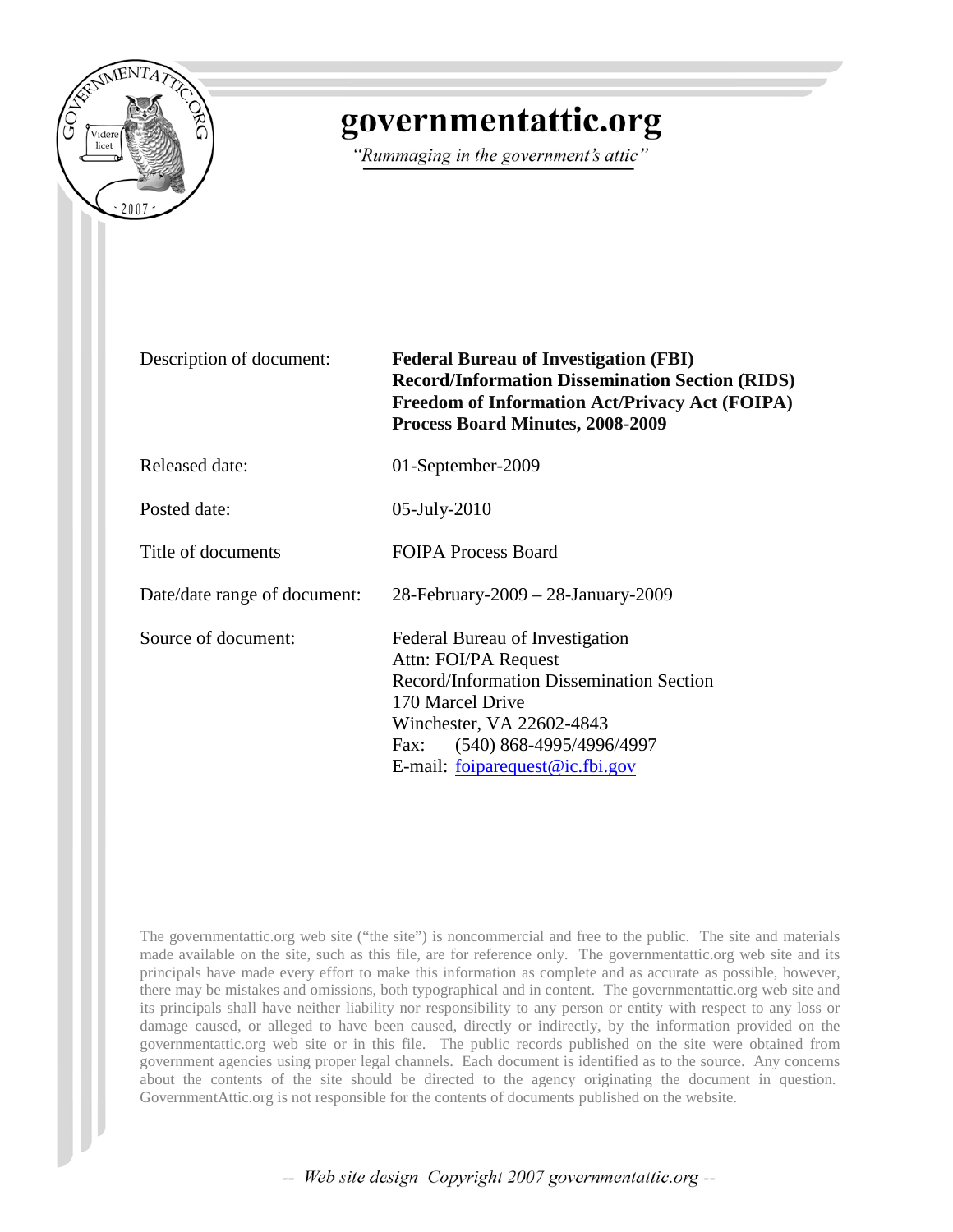# governmentattic.org

*"Rummaging in the government's attic"*

| | |
|---|---|
| Description of document: | **Federal Bureau of Investigation (FBI) Record/Information Dissemination Section (RIDS) Freedom of Information Act/Privacy Act (FOIPA) Process Board Minutes, 2008-2009** |
| Released date: | 01-September-2009 |
| Posted date: | 05-July-2010 |
| Title of documents | FOIPA Process Board |
| Date/date range of document: | 28-February-2009 – 28-January-2009 |
| Source of document: | Federal Bureau of Investigation<br>Attn: FOI/PA Request<br>Record/Information Dissemination Section<br>170 Marcel Drive<br>Winchester, VA 22602-4843<br>Fax: (540) 868-4995/4996/4997<br>E-mail: foiparequest@ic.fbi.gov |

The governmentattic.org web site ("the site") is noncommercial and free to the public. The site and materials made available on the site, such as this file, are for reference only. The governmentattic.org web site and its principals have made every effort to make this information as complete and as accurate as possible, however, there may be mistakes and omissions, both typographical and in content. The governmentattic.org web site and its principals shall have neither liability nor responsibility to any person or entity with respect to any loss or damage caused, or alleged to have been caused, directly or indirectly, by the information provided on the governmentattic.org web site or in this file. The public records published on the site were obtained from government agencies using proper legal channels. Each document is identified as to the source. Any concerns about the contents of the site should be directed to the agency originating the document in question. GovernmentAttic.org is not responsible for the contents of documents published on the website.

*-- Web site design Copyright 2007 governmentattic.org --*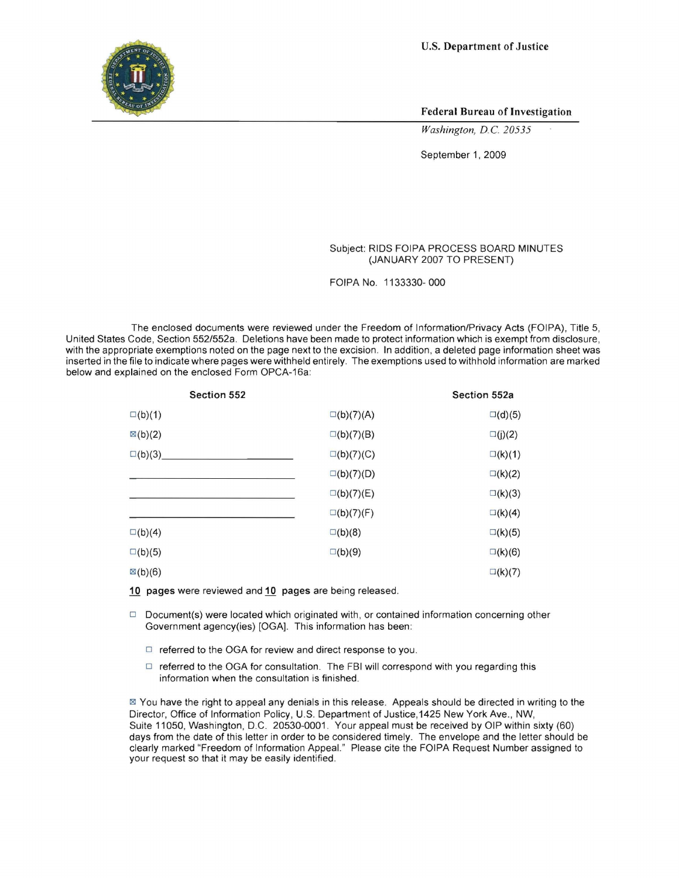U.S. Department of Justice

Federal Bureau of Investigation

*Washington, D.C. 20535*

September 1, 2009

Subject: RIDS FOIPA PROCESS BOARD MINUTES (JANUARY 2007 TO PRESENT)

FOIPA No. 1133330- 000

The enclosed documents were reviewed under the Freedom of Information/Privacy Acts (FOIPA), Title 5, United States Code, Section 552/552a. Deletions have been made to protect information which is exempt from disclosure, with the appropriate exemptions noted on the page next to the excision. In addition, a deleted page information sheet was inserted in the file to indicate where pages were withheld entirely. The exemptions used to withhold information are marked below and explained on the enclosed Form OPCA-16a:

| Section 552 | | Section 552a |
|---|---|---|
| ☐(b)(1) | ☐(b)(7)(A) | ☐(d)(5) |
| ☒(b)(2) | ☐(b)(7)(B) | ☐(j)(2) |
| ☐(b)(3)______________ | ☐(b)(7)(C) | ☐(k)(1) |
| ______________ | ☐(b)(7)(D) | ☐(k)(2) |
| ______________ | ☐(b)(7)(E) | ☐(k)(3) |
| ______________ | ☐(b)(7)(F) | ☐(k)(4) |
| ☐(b)(4) | ☐(b)(8) | ☐(k)(5) |
| ☐(b)(5) | ☐(b)(9) | ☐(k)(6) |
| ☒(b)(6) | | ☐(k)(7) |

**10 pages** were reviewed and **10 pages** are being released.

☐ Document(s) were located which originated with, or contained information concerning other Government agency(ies) [OGA]. This information has been:

- ☐ referred to the OGA for review and direct response to you.
- ☐ referred to the OGA for consultation. The FBI will correspond with you regarding this information when the consultation is finished.

☒ You have the right to appeal any denials in this release. Appeals should be directed in writing to the Director, Office of Information Policy, U.S. Department of Justice,1425 New York Ave., NW, Suite 11050, Washington, D.C. 20530-0001. Your appeal must be received by OIP within sixty (60) days from the date of this letter in order to be considered timely. The envelope and the letter should be clearly marked "Freedom of Information Appeal." Please cite the FOIPA Request Number assigned to your request so that it may be easily identified.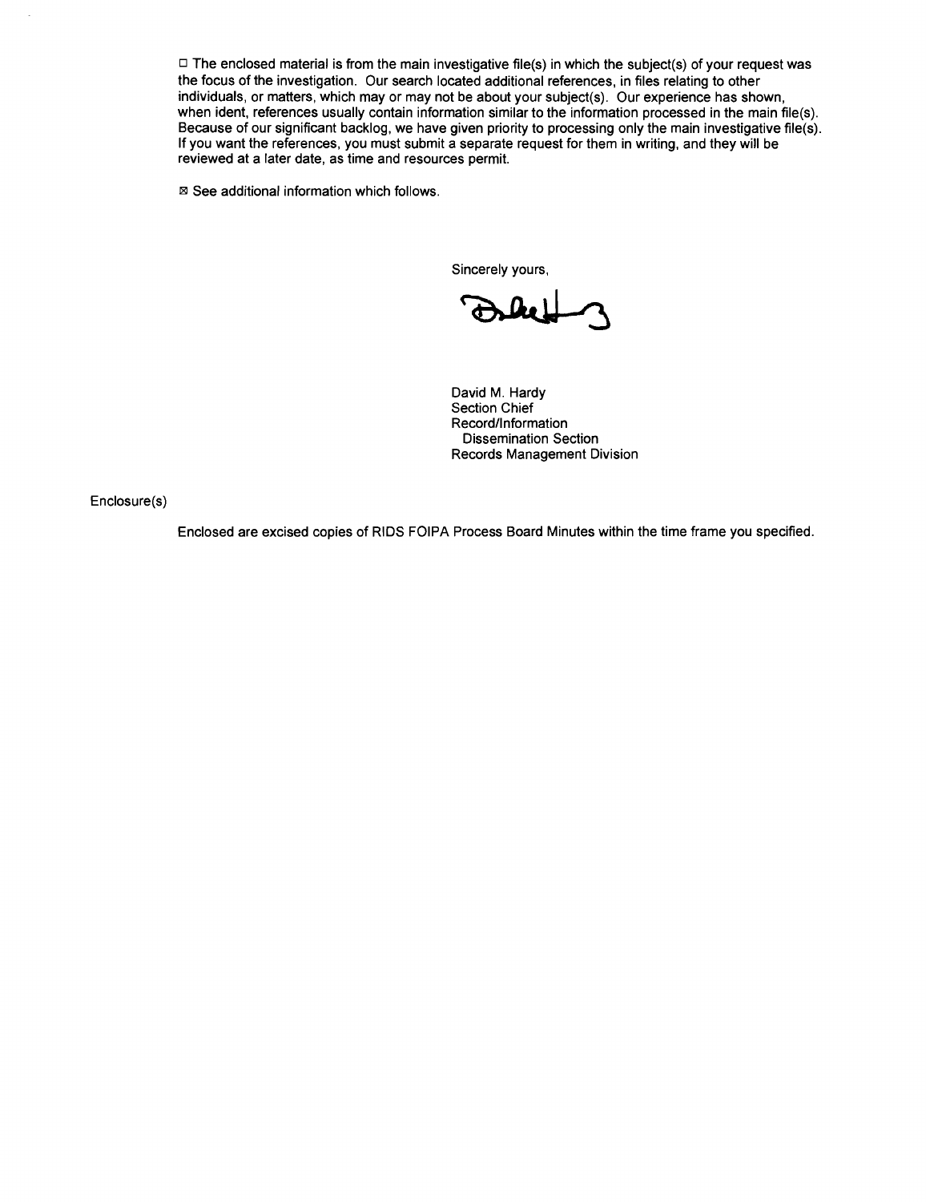☐ The enclosed material is from the main investigative file(s) in which the subject(s) of your request was the focus of the investigation. Our search located additional references, in files relating to other individuals, or matters, which may or may not be about your subject(s). Our experience has shown, when ident, references usually contain information similar to the information processed in the main file(s). Because of our significant backlog, we have given priority to processing only the main investigative file(s). If you want the references, you must submit a separate request for them in writing, and they will be reviewed at a later date, as time and resources permit.

☒ See additional information which follows.

Sincerely yours,

David M. Hardy
Section Chief
Record/Information
Dissemination Section
Records Management Division

Enclosure(s)

Enclosed are excised copies of RIDS FOIPA Process Board Minutes within the time frame you specified.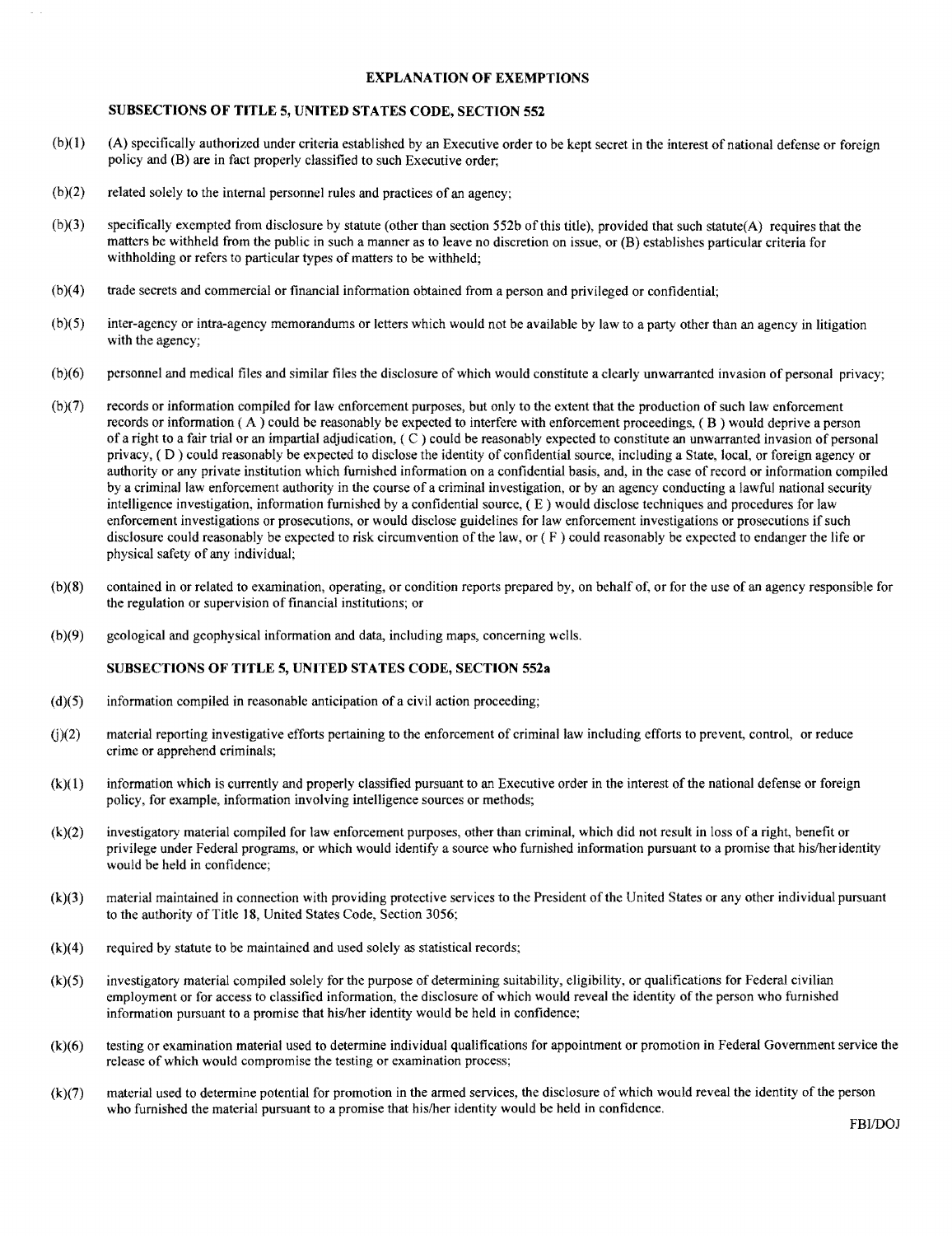## EXPLANATION OF EXEMPTIONS

### SUBSECTIONS OF TITLE 5, UNITED STATES CODE, SECTION 552

(b)(1) (A) specifically authorized under criteria established by an Executive order to be kept secret in the interest of national defense or foreign policy and (B) are in fact properly classified to such Executive order;

(b)(2) related solely to the internal personnel rules and practices of an agency;

(b)(3) specifically exempted from disclosure by statute (other than section 552b of this title), provided that such statute(A) requires that the matters be withheld from the public in such a manner as to leave no discretion on issue, or (B) establishes particular criteria for withholding or refers to particular types of matters to be withheld;

(b)(4) trade secrets and commercial or financial information obtained from a person and privileged or confidential;

(b)(5) inter-agency or intra-agency memorandums or letters which would not be available by law to a party other than an agency in litigation with the agency;

(b)(6) personnel and medical files and similar files the disclosure of which would constitute a clearly unwarranted invasion of personal privacy;

(b)(7) records or information compiled for law enforcement purposes, but only to the extent that the production of such law enforcement records or information ( A ) could be reasonably be expected to interfere with enforcement proceedings, ( B ) would deprive a person of a right to a fair trial or an impartial adjudication, ( C ) could be reasonably expected to constitute an unwarranted invasion of personal privacy, ( D ) could reasonably be expected to disclose the identity of confidential source, including a State, local, or foreign agency or authority or any private institution which furnished information on a confidential basis, and, in the case of record or information compiled by a criminal law enforcement authority in the course of a criminal investigation, or by an agency conducting a lawful national security intelligence investigation, information furnished by a confidential source, ( E ) would disclose techniques and procedures for law enforcement investigations or prosecutions, or would disclose guidelines for law enforcement investigations or prosecutions if such disclosure could reasonably be expected to risk circumvention of the law, or ( F ) could reasonably be expected to endanger the life or physical safety of any individual;

(b)(8) contained in or related to examination, operating, or condition reports prepared by, on behalf of, or for the use of an agency responsible for the regulation or supervision of financial institutions; or

(b)(9) geological and geophysical information and data, including maps, concerning wells.

### SUBSECTIONS OF TITLE 5, UNITED STATES CODE, SECTION 552a

(d)(5) information compiled in reasonable anticipation of a civil action proceeding;

(j)(2) material reporting investigative efforts pertaining to the enforcement of criminal law including efforts to prevent, control, or reduce crime or apprehend criminals;

(k)(1) information which is currently and properly classified pursuant to an Executive order in the interest of the national defense or foreign policy, for example, information involving intelligence sources or methods;

(k)(2) investigatory material compiled for law enforcement purposes, other than criminal, which did not result in loss of a right, benefit or privilege under Federal programs, or which would identify a source who furnished information pursuant to a promise that his/her identity would be held in confidence;

(k)(3) material maintained in connection with providing protective services to the President of the United States or any other individual pursuant to the authority of Title 18, United States Code, Section 3056;

(k)(4) required by statute to be maintained and used solely as statistical records;

(k)(5) investigatory material compiled solely for the purpose of determining suitability, eligibility, or qualifications for Federal civilian employment or for access to classified information, the disclosure of which would reveal the identity of the person who furnished information pursuant to a promise that his/her identity would be held in confidence;

(k)(6) testing or examination material used to determine individual qualifications for appointment or promotion in Federal Government service the release of which would compromise the testing or examination process;

(k)(7) material used to determine potential for promotion in the armed services, the disclosure of which would reveal the identity of the person who furnished the material pursuant to a promise that his/her identity would be held in confidence.

FBI/DOJ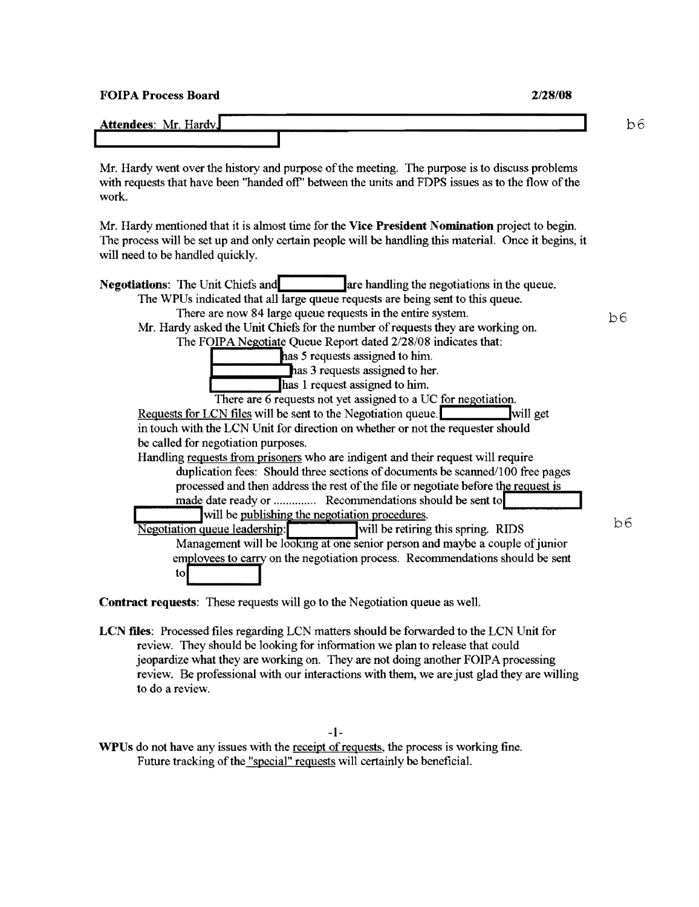**FOIPA Process Board** **2/28/08**

**Attendees**: Mr. Hardy, [redacted] b6

Mr. Hardy went over the history and purpose of the meeting. The purpose is to discuss problems with requests that have been "handed off" between the units and FDPS issues as to the flow of the work.

Mr. Hardy mentioned that it is almost time for the **Vice President Nomination** project to begin. The process will be set up and only certain people will be handling this material. Once it begins, it will need to be handled quickly.

**Negotiations**: The Unit Chiefs and [redacted] are handling the negotiations in the queue.

- The WPUs indicated that all large queue requests are being sent to this queue.
  - There are now 84 large queue requests in the entire system. b6
- Mr. Hardy asked the Unit Chiefs for the number of requests they are working on.
  - The FOIPA Negotiate Queue Report dated 2/28/08 indicates that:
    - [redacted] has 5 requests assigned to him.
    - [redacted] has 3 requests assigned to her.
    - [redacted] has 1 request assigned to him.
  - There are 6 requests not yet assigned to a UC for negotiation.
- Requests for LCN files will be sent to the Negotiation queue. [redacted] will get in touch with the LCN Unit for direction on whether or not the requester should be called for negotiation purposes.
- Handling requests from prisoners who are indigent and their request will require duplication fees: Should three sections of documents be scanned/100 free pages processed and then address the rest of the file or negotiate before the request is made date ready or ............. Recommendations should be sent to [redacted]
  - [redacted] will be publishing the negotiation procedures. b6
- Negotiation queue leadership: [redacted] will be retiring this spring. RIDS Management will be looking at one senior person and maybe a couple of junior employees to carry on the negotiation process. Recommendations should be sent to [redacted]

**Contract requests**: These requests will go to the Negotiation queue as well.

**LCN files**: Processed files regarding LCN matters should be forwarded to the LCN Unit for review. They should be looking for information we plan to release that could jeopardize what they are working on. They are not doing another FOIPA processing review. Be professional with our interactions with them, we are just glad they are willing to do a review.

**WPUs** do not have any issues with the receipt of requests, the process is working fine.
Future tracking of the "special" requests will certainly be beneficial.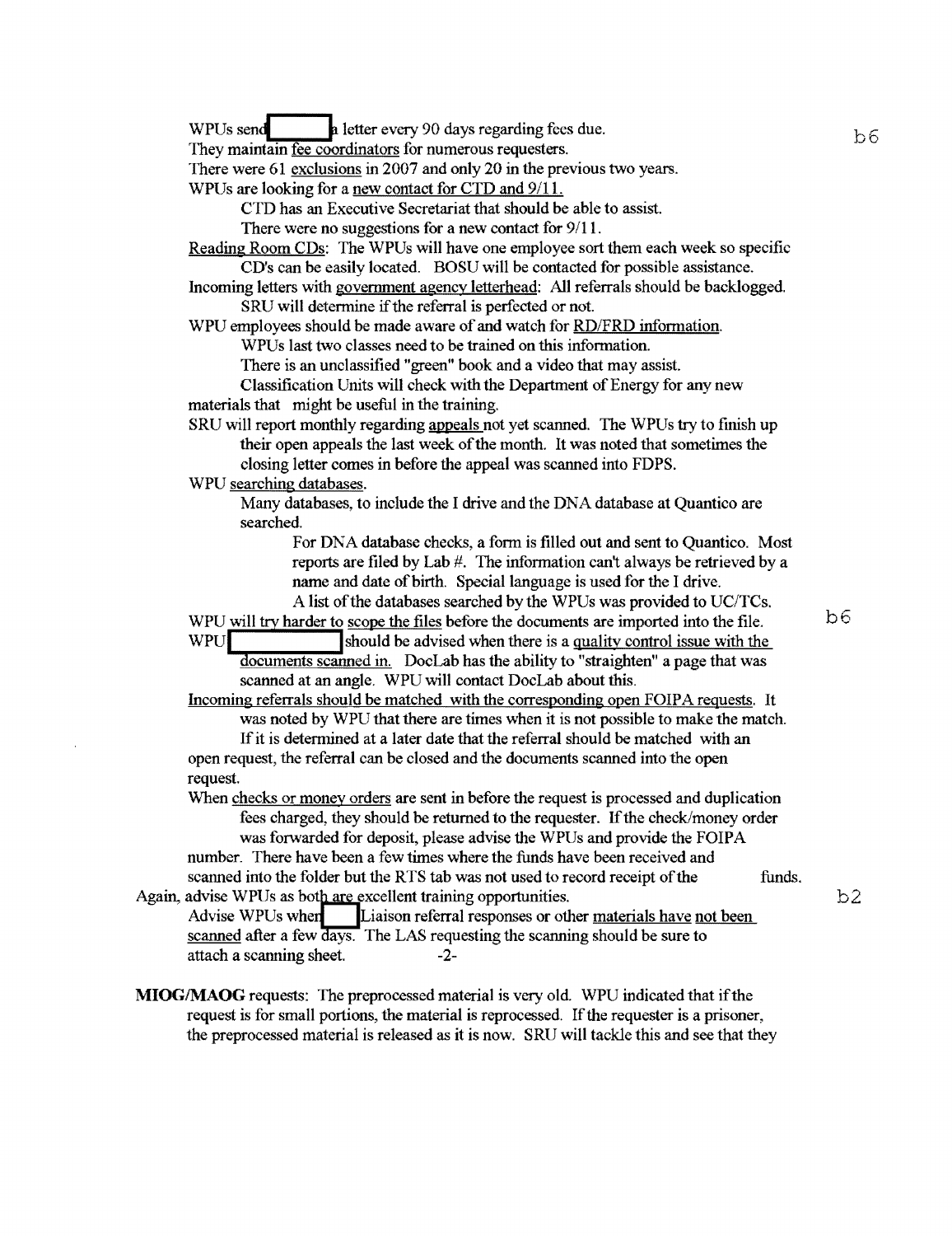WPUs send [redacted] a letter every 90 days regarding fees due. b6

They maintain fee coordinators for numerous requesters.

There were 61 exclusions in 2007 and only 20 in the previous two years.

WPUs are looking for a new contact for CTD and 9/11.

CTD has an Executive Secretariat that should be able to assist.

There were no suggestions for a new contact for 9/11.

Reading Room CDs: The WPUs will have one employee sort them each week so specific CD's can be easily located. BOSU will be contacted for possible assistance.

Incoming letters with government agency letterhead: All referrals should be backlogged. SRU will determine if the referral is perfected or not.

WPU employees should be made aware of and watch for RD/FRD information.

WPUs last two classes need to be trained on this information.

There is an unclassified "green" book and a video that may assist.

Classification Units will check with the Department of Energy for any new materials that might be useful in the training.

SRU will report monthly regarding appeals not yet scanned. The WPUs try to finish up their open appeals the last week of the month. It was noted that sometimes the closing letter comes in before the appeal was scanned into FDPS.

WPU searching databases.

Many databases, to include the I drive and the DNA database at Quantico are searched.

For DNA database checks, a form is filled out and sent to Quantico. Most reports are filed by Lab #. The information can't always be retrieved by a name and date of birth. Special language is used for the I drive.

A list of the databases searched by the WPUs was provided to UC/TCs.

WPU will try harder to scope the files before the documents are imported into the file. b6

WPU [redacted] should be advised when there is a quality control issue with the documents scanned in. DocLab has the ability to "straighten" a page that was scanned at an angle. WPU will contact DocLab about this.

Incoming referrals should be matched with the corresponding open FOIPA requests. It was noted by WPU that there are times when it is not possible to make the match.

If it is determined at a later date that the referral should be matched with an open request, the referral can be closed and the documents scanned into the open request.

When checks or money orders are sent in before the request is processed and duplication fees charged, they should be returned to the requester. If the check/money order was forwarded for deposit, please advise the WPUs and provide the FOIPA number. There have been a few times where the funds have been received and scanned into the folder but the RTS tab was not used to record receipt of the funds.

Again, advise WPUs as both are excellent training opportunities. b2

Advise WPUs when [redacted] Liaison referral responses or other materials have not been scanned after a few days. The LAS requesting the scanning should be sure to attach a scanning sheet.

**MIOG/MAOG** requests: The preprocessed material is very old. WPU indicated that if the request is for small portions, the material is reprocessed. If the requester is a prisoner, the preprocessed material is released as it is now. SRU will tackle this and see that they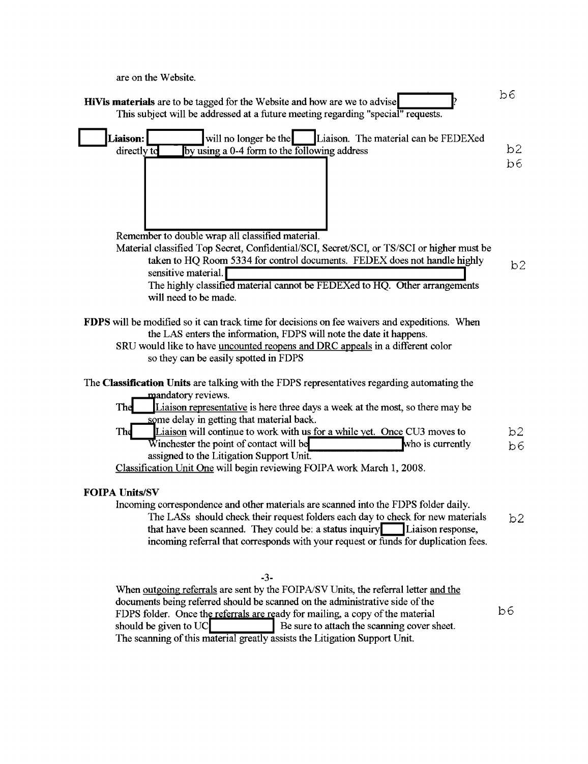are on the Website.

**HiVis materials** are to be tagged for the Website and how are we to advise [redacted]? b6
This subject will be addressed at a future meeting regarding "special" requests.

[redacted] **Liaison:** [redacted] will no longer be the [redacted] Liaison. The material can be FEDEXed directly to [redacted] by using a 0-4 form to the following address b2 b6

[redacted]

Remember to double wrap all classified material.
Material classified Top Secret, Confidential/SCI, Secret/SCI, or TS/SCI or higher must be taken to HQ Room 5334 for control documents. FEDEX does not handle highly sensitive material. [redacted] b2
The highly classified material cannot be FEDEXed to HQ. Other arrangements will need to be made.

**FDPS** will be modified so it can track time for decisions on fee waivers and expeditions. When the LAS enters the information, FDPS will note the date it happens.
SRU would like to have uncounted reopens and DRC appeals in a different color so they can be easily spotted in FDPS

The **Classification Units** are talking with the FDPS representatives regarding automating the mandatory reviews.
The [redacted] Liaison representative is here three days a week at the most, so there may be some delay in getting that material back.
The [redacted] Liaison will continue to work with us for a while yet. Once CU3 moves to Winchester the point of contact will be [redacted] who is currently assigned to the Litigation Support Unit. b2 b6
Classification Unit One will begin reviewing FOIPA work March 1, 2008.

**FOIPA Units/SV**
Incoming correspondence and other materials are scanned into the FDPS folder daily.
The LASs should check their request folders each day to check for new materials that have been scanned. They could be: a status inquiry [redacted] Liaison response, incoming referral that corresponds with your request or funds for duplication fees. b2

When outgoing referrals are sent by the FOIPA/SV Units, the referral letter and the documents being referred should be scanned on the administrative side of the FDPS folder. Once the referrals are ready for mailing, a copy of the material should be given to UC [redacted] Be sure to attach the scanning cover sheet. b6
The scanning of this material greatly assists the Litigation Support Unit.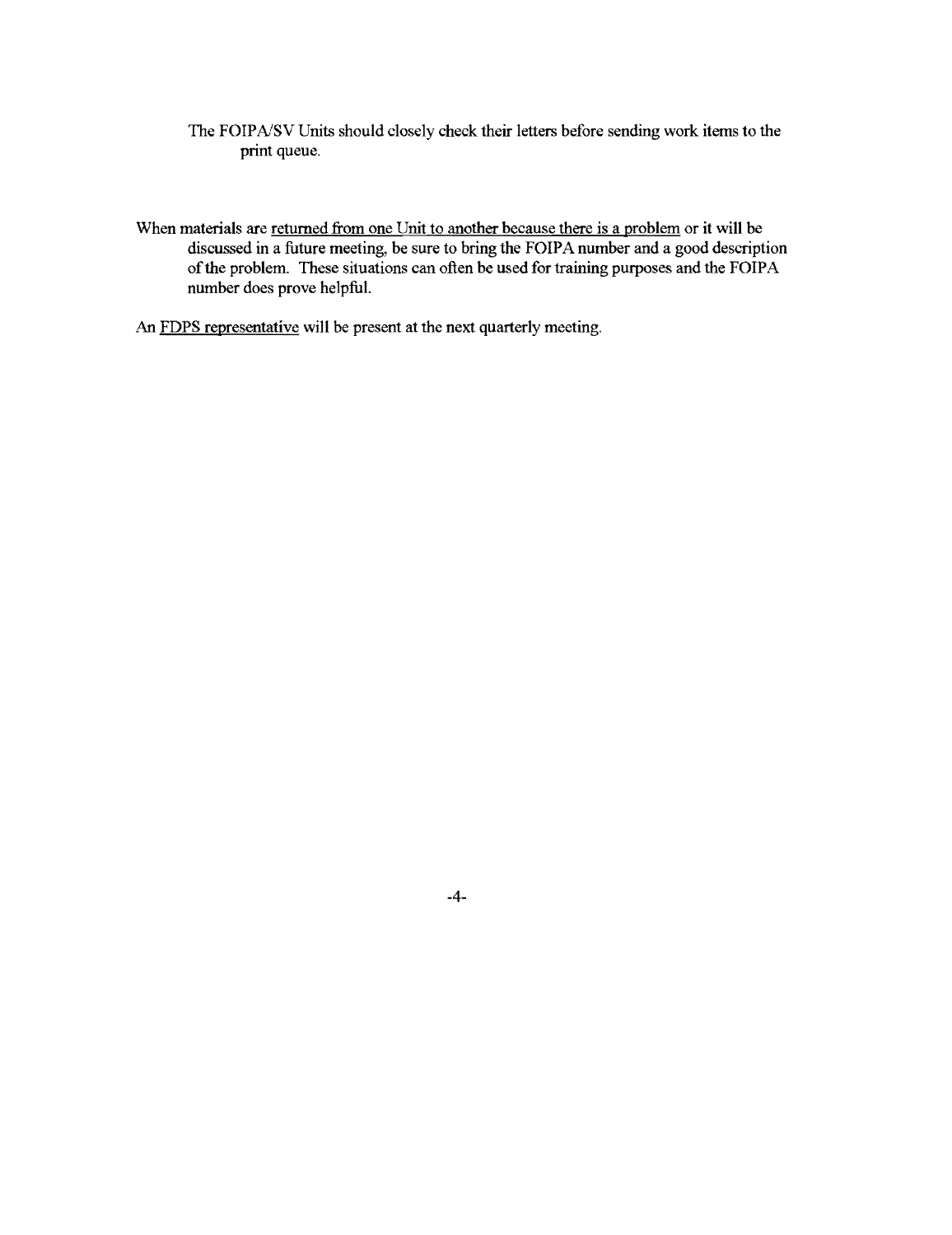The FOIPA/SV Units should closely check their letters before sending work items to the print queue.

When materials are returned from one Unit to another because there is a problem or it will be discussed in a future meeting, be sure to bring the FOIPA number and a good description of the problem. These situations can often be used for training purposes and the FOIPA number does prove helpful.

An FDPS representative will be present at the next quarterly meeting.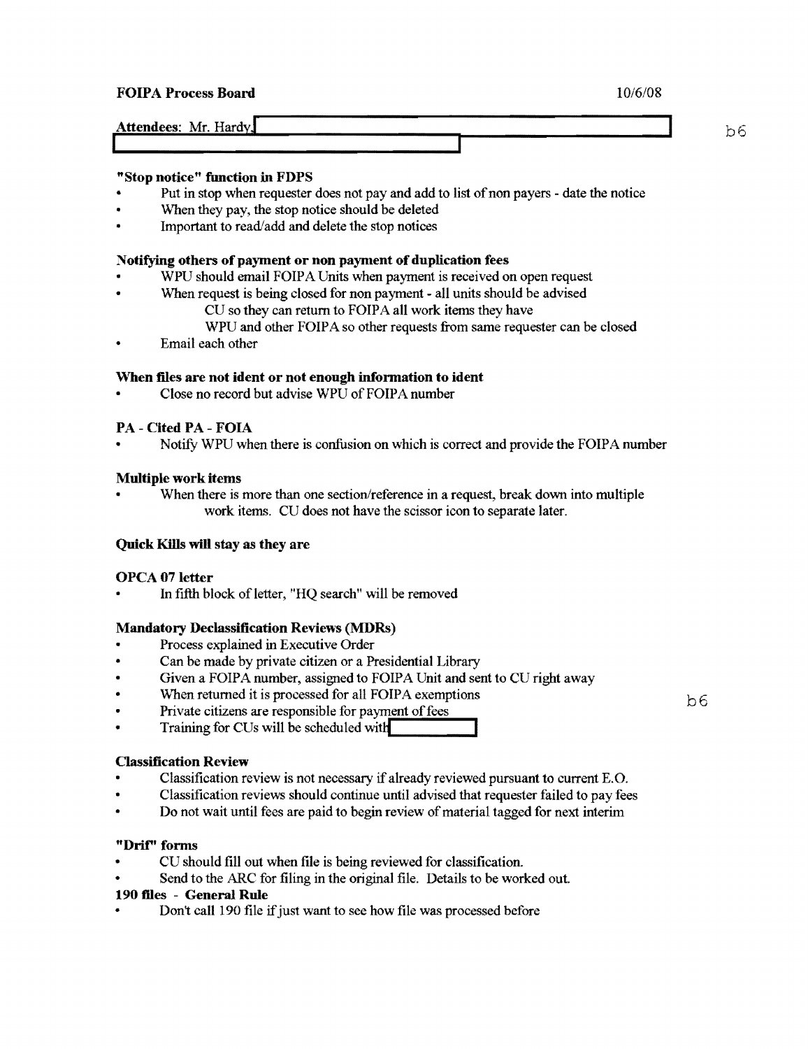**FOIPA Process Board** 10/6/08

**Attendees**: Mr. Hardy, [redacted] b6

**"Stop notice" function in FDPS**

- Put in stop when requester does not pay and add to list of non payers - date the notice
- When they pay, the stop notice should be deleted
- Important to read/add and delete the stop notices

**Notifying others of payment or non payment of duplication fees**

- WPU should email FOIPA Units when payment is received on open request
- When request is being closed for non payment - all units should be advised
  - CU so they can return to FOIPA all work items they have
  - WPU and other FOIPA so other requests from same requester can be closed
- Email each other

**When files are not ident or not enough information to ident**

- Close no record but advise WPU of FOIPA number

**PA - Cited PA - FOIA**

- Notify WPU when there is confusion on which is correct and provide the FOIPA number

**Multiple work items**

- When there is more than one section/reference in a request, break down into multiple work items. CU does not have the scissor icon to separate later.

**Quick Kills will stay as they are**

**OPCA 07 letter**

- In fifth block of letter, "HQ search" will be removed

**Mandatory Declassification Reviews (MDRs)**

- Process explained in Executive Order
- Can be made by private citizen or a Presidential Library
- Given a FOIPA number, assigned to FOIPA Unit and sent to CU right away
- When returned it is processed for all FOIPA exemptions
- Private citizens are responsible for payment of fees
- Training for CUs will be scheduled with [redacted] b6

**Classification Review**

- Classification review is not necessary if already reviewed pursuant to current E.O.
- Classification reviews should continue until advised that requester failed to pay fees
- Do not wait until fees are paid to begin review of material tagged for next interim

**"Drif" forms**

- CU should fill out when file is being reviewed for classification.
- Send to the ARC for filing in the original file. Details to be worked out.

**190 files - General Rule**

- Don't call 190 file if just want to see how file was processed before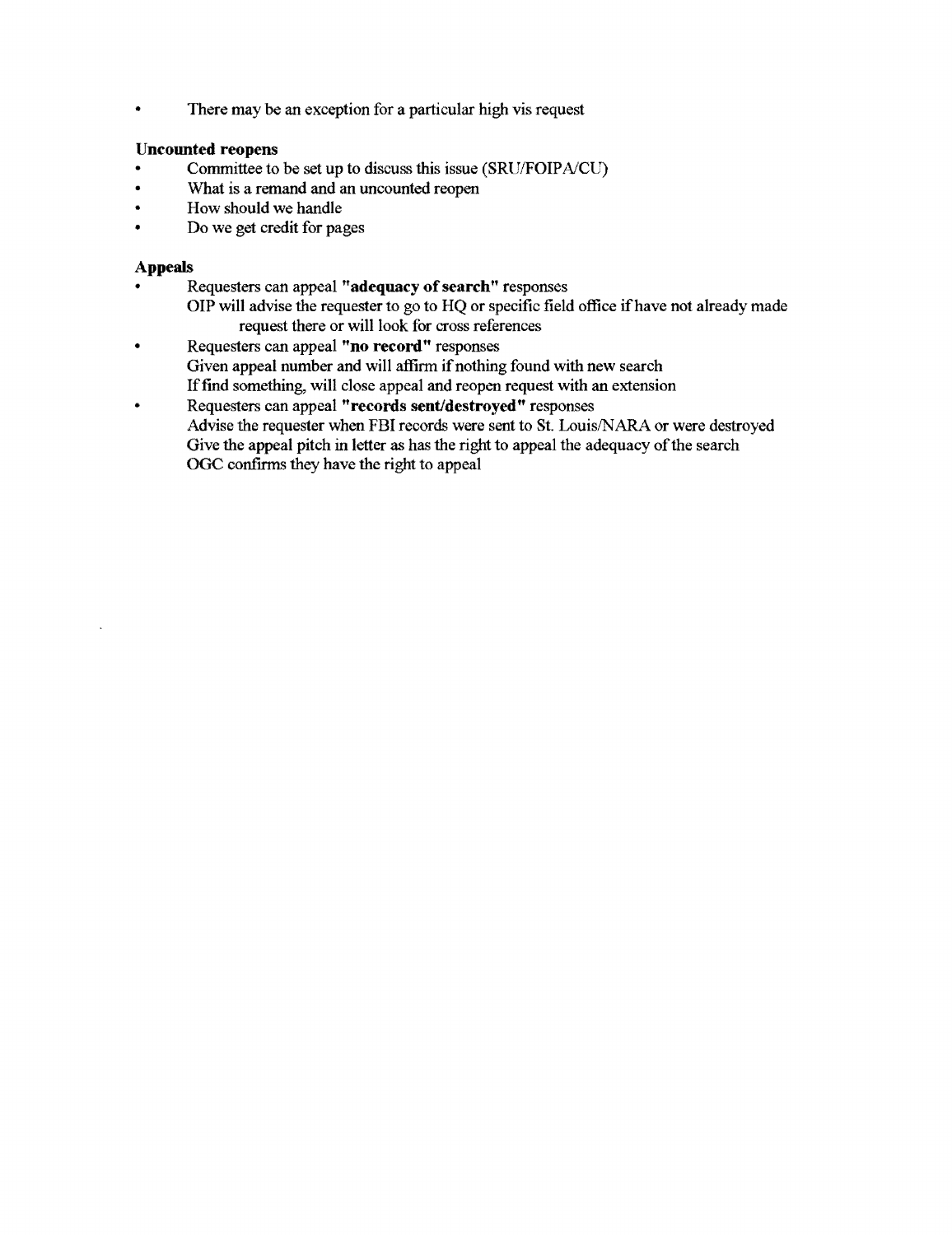- There may be an exception for a particular high vis request

**Uncounted reopens**

- Committee to be set up to discuss this issue (SRU/FOIPA/CU)
- What is a remand and an uncounted reopen
- How should we handle
- Do we get credit for pages

**Appeals**

- Requesters can appeal **"adequacy of search"** responses
  OIP will advise the requester to go to HQ or specific field office if have not already made request there or will look for cross references
- Requesters can appeal **"no record"** responses
  Given appeal number and will affirm if nothing found with new search
  If find something, will close appeal and reopen request with an extension
- Requesters can appeal **"records sent/destroyed"** responses
  Advise the requester when FBI records were sent to St. Louis/NARA or were destroyed
  Give the appeal pitch in letter as has the right to appeal the adequacy of the search
  OGC confirms they have the right to appeal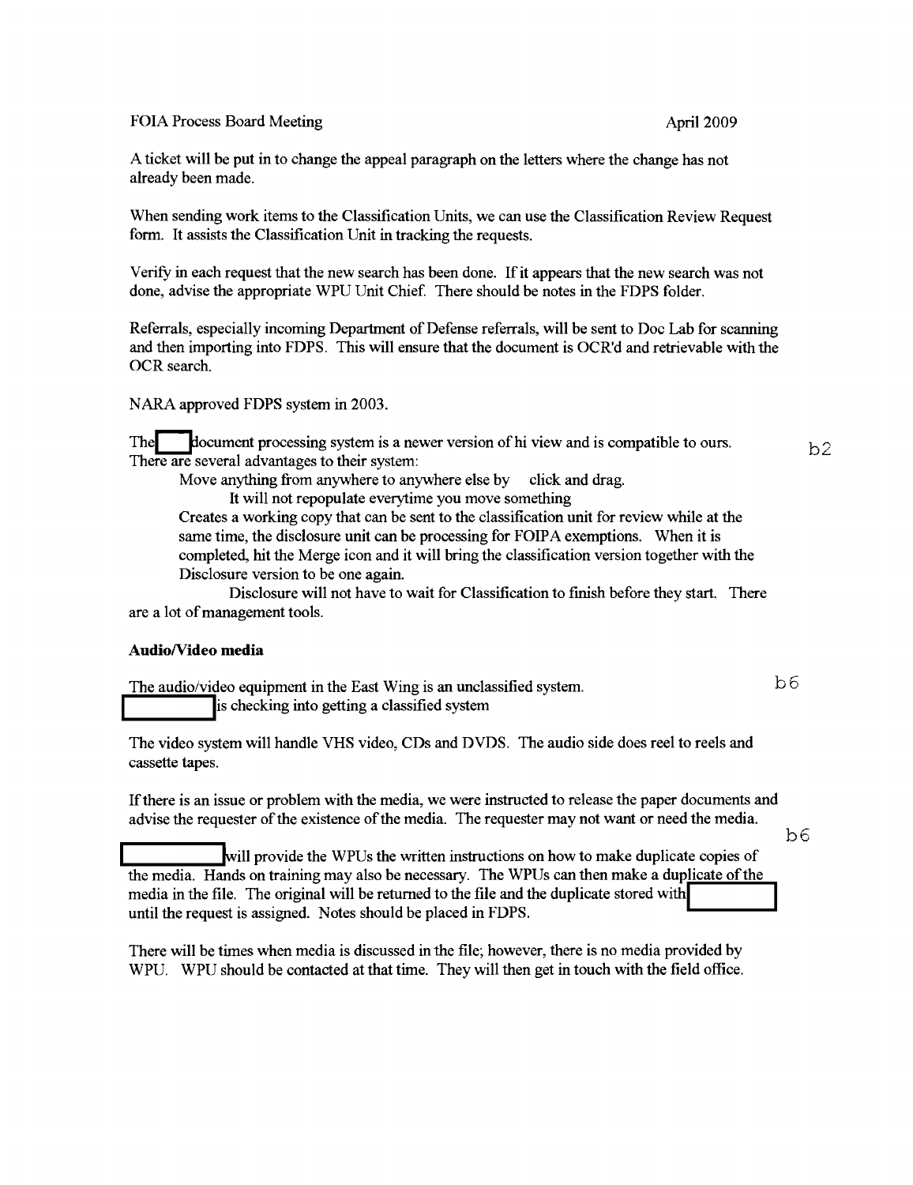FOIA Process Board Meeting April 2009

A ticket will be put in to change the appeal paragraph on the letters where the change has not already been made.

When sending work items to the Classification Units, we can use the Classification Review Request form. It assists the Classification Unit in tracking the requests.

Verify in each request that the new search has been done. If it appears that the new search was not done, advise the appropriate WPU Unit Chief. There should be notes in the FDPS folder.

Referrals, especially incoming Department of Defense referrals, will be sent to Doc Lab for scanning and then importing into FDPS. This will ensure that the document is OCR'd and retrievable with the OCR search.

NARA approved FDPS system in 2003.

The [redacted] document processing system is a newer version of hi view and is compatible to ours. There are several advantages to their system: b2

Move anything from anywhere to anywhere else by click and drag.

It will not repopulate everytime you move something

Creates a working copy that can be sent to the classification unit for review while at the same time, the disclosure unit can be processing for FOIPA exemptions. When it is completed, hit the Merge icon and it will bring the classification version together with the Disclosure version to be one again.

Disclosure will not have to wait for Classification to finish before they start. There are a lot of management tools.

**Audio/Video media**

The audio/video equipment in the East Wing is an unclassified system. b6
[redacted] is checking into getting a classified system

The video system will handle VHS video, CDs and DVDS. The audio side does reel to reels and cassette tapes.

If there is an issue or problem with the media, we were instructed to release the paper documents and advise the requester of the existence of the media. The requester may not want or need the media.

b6

[redacted] will provide the WPUs the written instructions on how to make duplicate copies of the media. Hands on training may also be necessary. The WPUs can then make a duplicate of the media in the file. The original will be returned to the file and the duplicate stored with [redacted] until the request is assigned. Notes should be placed in FDPS.

There will be times when media is discussed in the file; however, there is no media provided by WPU. WPU should be contacted at that time. They will then get in touch with the field office.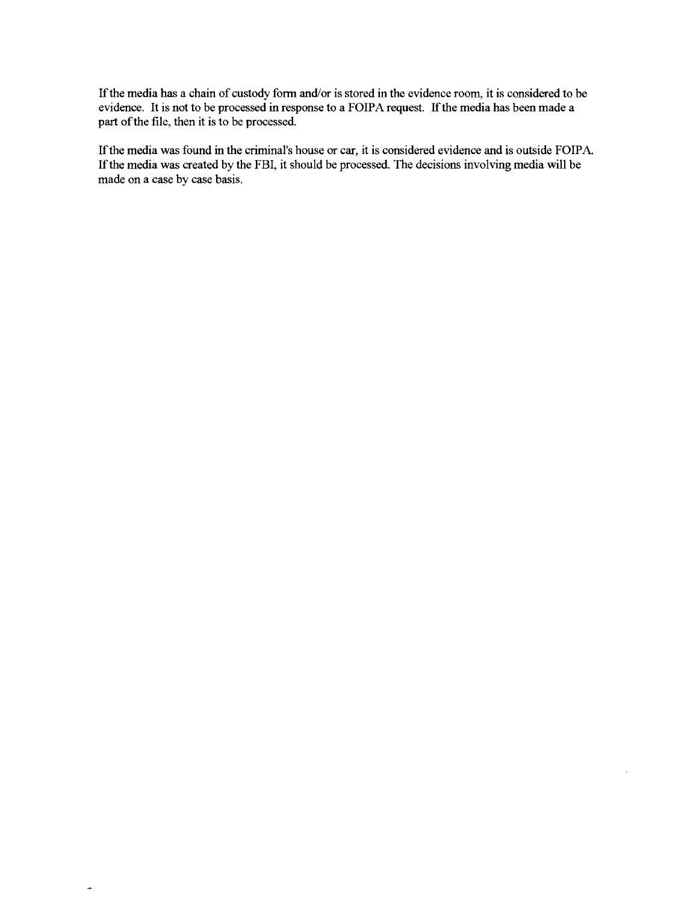If the media has a chain of custody form and/or is stored in the evidence room, it is considered to be evidence. It is not to be processed in response to a FOIPA request. If the media has been made a part of the file, then it is to be processed.

If the media was found in the criminal's house or car, it is considered evidence and is outside FOIPA. If the media was created by the FBI, it should be processed. The decisions involving media will be made on a case by case basis.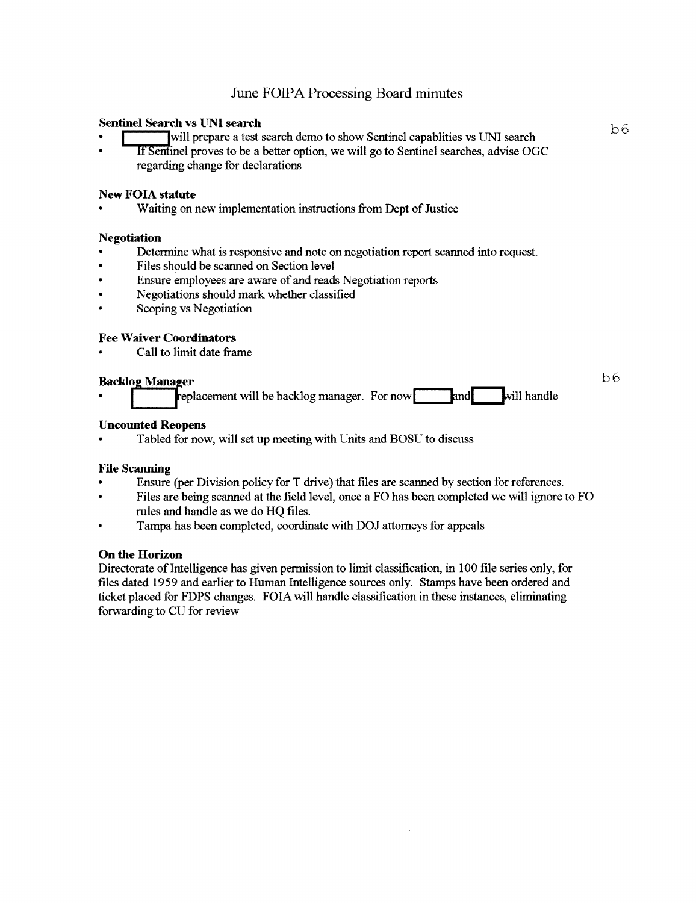# June FOIPA Processing Board minutes

**Sentinel Search vs UNI search**

- [redacted] will prepare a test search demo to show Sentinel capablities vs UNI search
- If Sentinel proves to be a better option, we will go to Sentinel searches, advise OGC regarding change for declarations

b6

**New FOIA statute**

- Waiting on new implementation instructions from Dept of Justice

**Negotiation**

- Determine what is responsive and note on negotiation report scanned into request.
- Files should be scanned on Section level
- Ensure employees are aware of and reads Negotiation reports
- Negotiations should mark whether classified
- Scoping vs Negotiation

**Fee Waiver Coordinators**

- Call to limit date frame

**Backlog Manager**

b6

- [redacted] replacement will be backlog manager. For now [redacted] and [redacted] will handle

**Uncounted Reopens**

- Tabled for now, will set up meeting with Units and BOSU to discuss

**File Scanning**

- Ensure (per Division policy for T drive) that files are scanned by section for references.
- Files are being scanned at the field level, once a FO has been completed we will ignore to FO rules and handle as we do HQ files.
- Tampa has been completed, coordinate with DOJ attorneys for appeals

**On the Horizon**

Directorate of Intelligence has given permission to limit classification, in 100 file series only, for files dated 1959 and earlier to Human Intelligence sources only. Stamps have been ordered and ticket placed for FDPS changes. FOIA will handle classification in these instances, eliminating forwarding to CU for review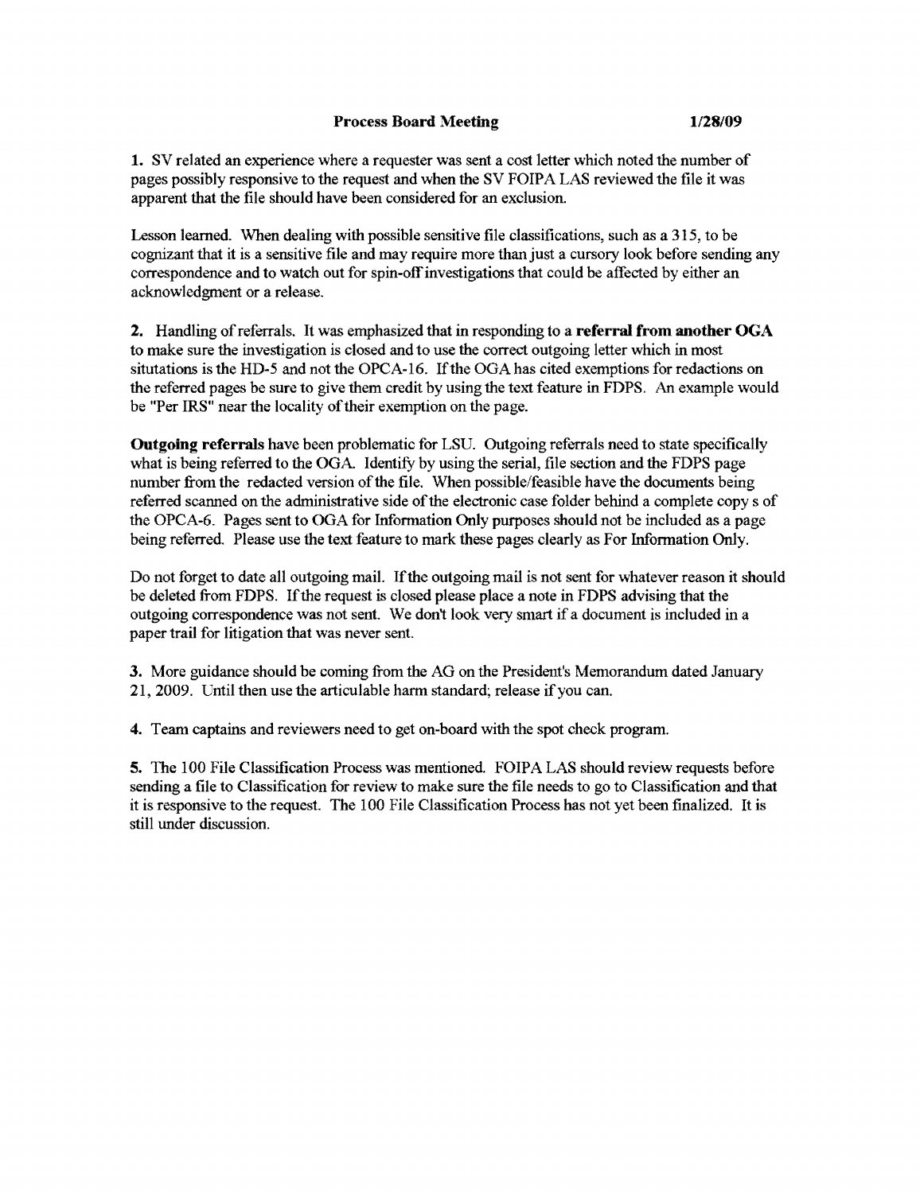**Process Board Meeting** **1/28/09**

**1.** SV related an experience where a requester was sent a cost letter which noted the number of pages possibly responsive to the request and when the SV FOIPA LAS reviewed the file it was apparent that the file should have been considered for an exclusion.

Lesson learned. When dealing with possible sensitive file classifications, such as a 315, to be cognizant that it is a sensitive file and may require more than just a cursory look before sending any correspondence and to watch out for spin-off investigations that could be affected by either an acknowledgment or a release.

**2.** Handling of referrals. It was emphasized that in responding to a **referral from another OGA** to make sure the investigation is closed and to use the correct outgoing letter which in most situtations is the HD-5 and not the OPCA-16. If the OGA has cited exemptions for redactions on the referred pages be sure to give them credit by using the text feature in FDPS. An example would be "Per IRS" near the locality of their exemption on the page.

**Outgoing referrals** have been problematic for LSU. Outgoing referrals need to state specifically what is being referred to the OGA. Identify by using the serial, file section and the FDPS page number from the redacted version of the file. When possible/feasible have the documents being referred scanned on the administrative side of the electronic case folder behind a complete copy s of the OPCA-6. Pages sent to OGA for Information Only purposes should not be included as a page being referred. Please use the text feature to mark these pages clearly as For Information Only.

Do not forget to date all outgoing mail. If the outgoing mail is not sent for whatever reason it should be deleted from FDPS. If the request is closed please place a note in FDPS advising that the outgoing correspondence was not sent. We don't look very smart if a document is included in a paper trail for litigation that was never sent.

**3.** More guidance should be coming from the AG on the President's Memorandum dated January 21, 2009. Until then use the articulable harm standard; release if you can.

**4.** Team captains and reviewers need to get on-board with the spot check program.

**5.** The 100 File Classification Process was mentioned. FOIPA LAS should review requests before sending a file to Classification for review to make sure the file needs to go to Classification and that it is responsive to the request. The 100 File Classification Process has not yet been finalized. It is still under discussion.